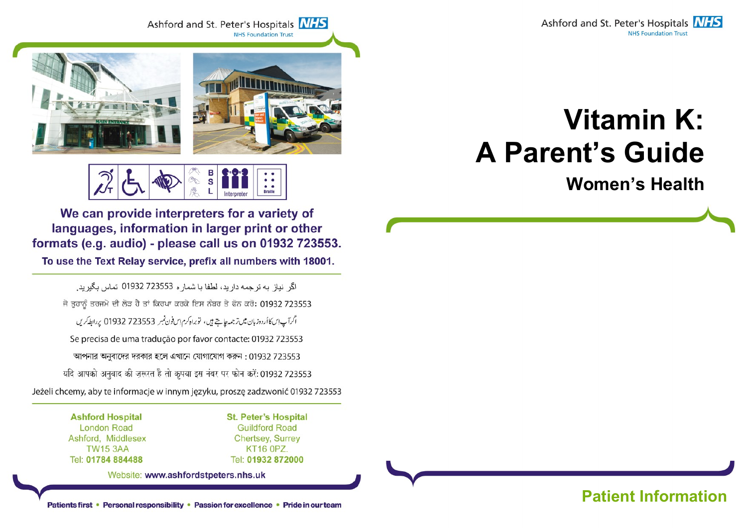Ashford and St. Peter's Hospitals NHS
NHS Foundation Trust

We can provide interpreters for a variety of languages, information in larger print or other formats (e.g. audio) - please call us on 01932 723553.

**To use the Text Relay service, prefix all numbers with 18001.**

اگر نیاز به ترجمه دارید، لطفا با شماره 01932 723553 تماس بگیرید.

ਜੇ ਤੁਹਾਨੂੰ ਤਰਜਮੇ ਦੀ ਲੋੜ ਹੈ ਤਾਂ ਕਿਰਪਾ ਕਰਕੇ ਇਸ ਨੰਬਰ ਤੇ ਫੋਨ ਕਰੋ: 01932 723553

اگر آپ اس کا اُردو زبان میں ترجمہ چاہتے ہیں، تو براہ کرم اس فون نمبر 01932 723553 پر رابطہ کریں

Se precisa de uma tradução por favor contacte: 01932 723553

আপনার অনুবাদের দরকার হলে এখানে যোগাযোগ করুন : 01932 723553

यदि आपको अनुवाद की ज़रूरत है तो कृपया इस नंबर पर फोन करें: 01932 723553

Jeżeli chcemy, aby te informacje w innym języku, proszę zadzwonić 01932 723553

**Ashford Hospital**
London Road
Ashford, Middlesex
TW15 3AA
Tel: **01784 884488**

**St. Peter's Hospital**
Guildford Road
Chertsey, Surrey
KT16 0PZ.
Tel: **01932 872000**

Website: **www.ashfordstpeters.nhs.uk**

**Patients first • Personal responsibility • Passion for excellence • Pride in our team**

Ashford and St. Peter's Hospitals NHS
NHS Foundation Trust

# Vitamin K: A Parent's Guide

## Women's Health

**Patient Information**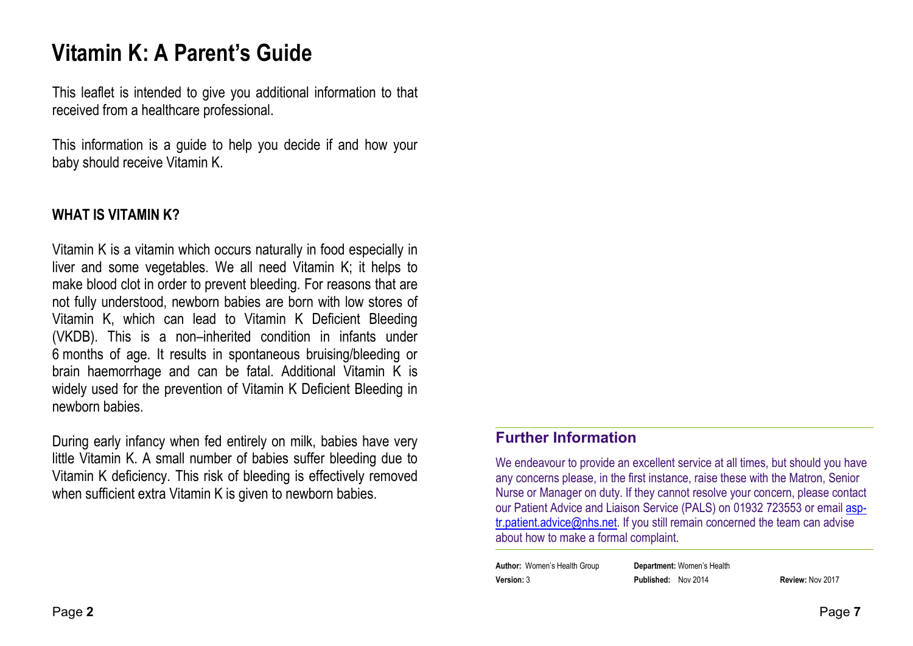# Vitamin K: A Parent's Guide

This leaflet is intended to give you additional information to that received from a healthcare professional.

This information is a guide to help you decide if and how your baby should receive Vitamin K.

## WHAT IS VITAMIN K?

Vitamin K is a vitamin which occurs naturally in food especially in liver and some vegetables. We all need Vitamin K; it helps to make blood clot in order to prevent bleeding. For reasons that are not fully understood, newborn babies are born with low stores of Vitamin K, which can lead to Vitamin K Deficient Bleeding (VKDB). This is a non–inherited condition in infants under 6 months of age. It results in spontaneous bruising/bleeding or brain haemorrhage and can be fatal. Additional Vitamin K is widely used for the prevention of Vitamin K Deficient Bleeding in newborn babies.

During early infancy when fed entirely on milk, babies have very little Vitamin K. A small number of babies suffer bleeding due to Vitamin K deficiency. This risk of bleeding is effectively removed when sufficient extra Vitamin K is given to newborn babies.

## Further Information

We endeavour to provide an excellent service at all times, but should you have any concerns please, in the first instance, raise these with the Matron, Senior Nurse or Manager on duty. If they cannot resolve your concern, please contact our Patient Advice and Liaison Service (PALS) on 01932 723553 or email asp-tr.patient.advice@nhs.net. If you still remain concerned the team can advise about how to make a formal complaint.

**Author:** Women's Health Group | **Department:** Women's Health
**Version:** 3 | **Published:** Nov 2014 | **Review:** Nov 2017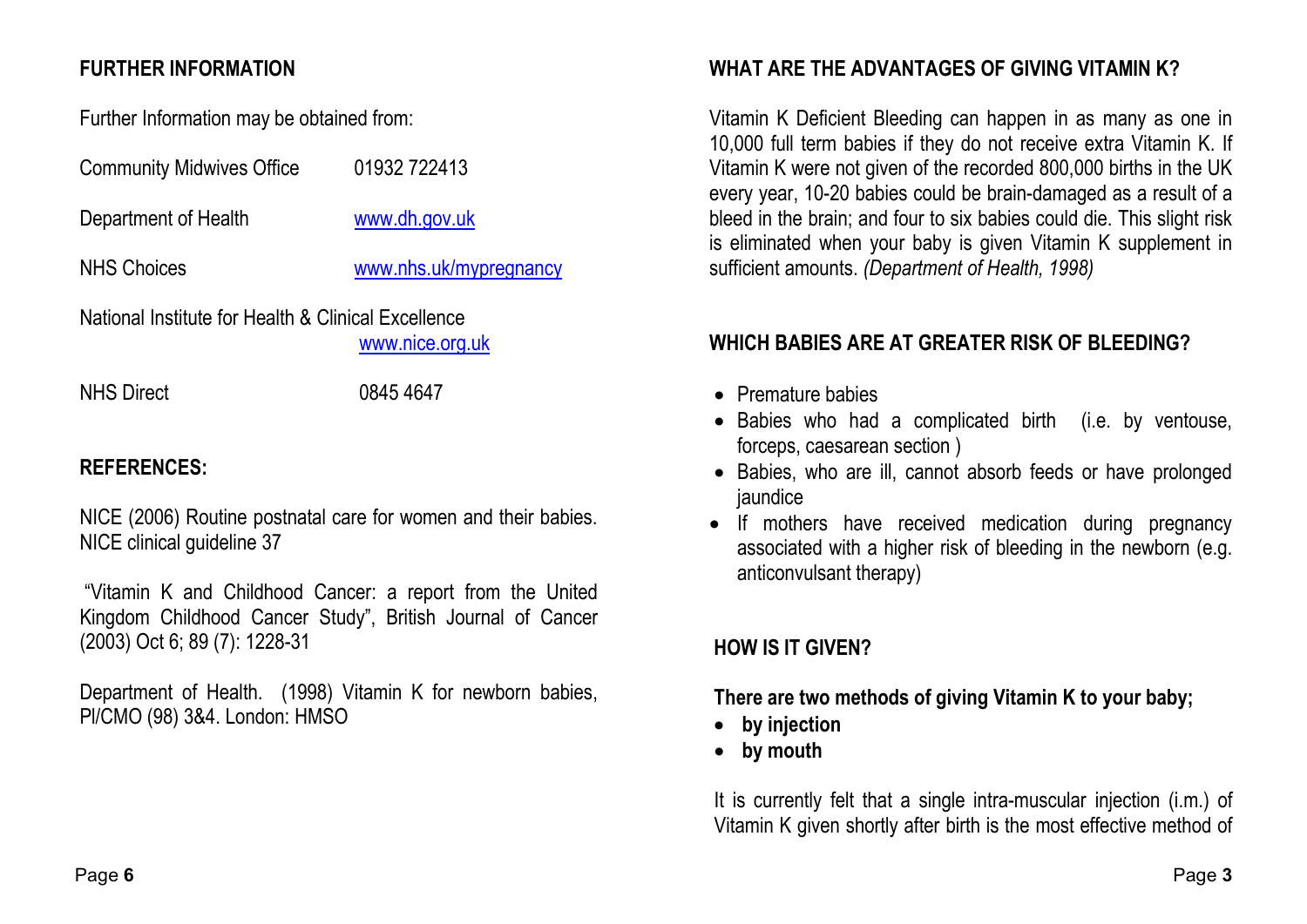## FURTHER INFORMATION

Further Information may be obtained from:

Community Midwives Office 01932 722413

Department of Health www.dh.gov.uk

NHS Choices www.nhs.uk/mypregnancy

National Institute for Health & Clinical Excellence www.nice.org.uk

NHS Direct 0845 4647

## REFERENCES:

NICE (2006) Routine postnatal care for women and their babies. NICE clinical guideline 37

"Vitamin K and Childhood Cancer: a report from the United Kingdom Childhood Cancer Study", British Journal of Cancer (2003) Oct 6; 89 (7): 1228-31

Department of Health. (1998) Vitamin K for newborn babies, PI/CMO (98) 3&4. London: HMSO

## WHAT ARE THE ADVANTAGES OF GIVING VITAMIN K?

Vitamin K Deficient Bleeding can happen in as many as one in 10,000 full term babies if they do not receive extra Vitamin K. If Vitamin K were not given of the recorded 800,000 births in the UK every year, 10-20 babies could be brain-damaged as a result of a bleed in the brain; and four to six babies could die. This slight risk is eliminated when your baby is given Vitamin K supplement in sufficient amounts. *(Department of Health, 1998)*

## WHICH BABIES ARE AT GREATER RISK OF BLEEDING?

- Premature babies
- Babies who had a complicated birth (i.e. by ventouse, forceps, caesarean section )
- Babies, who are ill, cannot absorb feeds or have prolonged jaundice
- If mothers have received medication during pregnancy associated with a higher risk of bleeding in the newborn (e.g. anticonvulsant therapy)

## HOW IS IT GIVEN?

**There are two methods of giving Vitamin K to your baby;**

- **by injection**
- **by mouth**

It is currently felt that a single intra-muscular injection (i.m.) of Vitamin K given shortly after birth is the most effective method of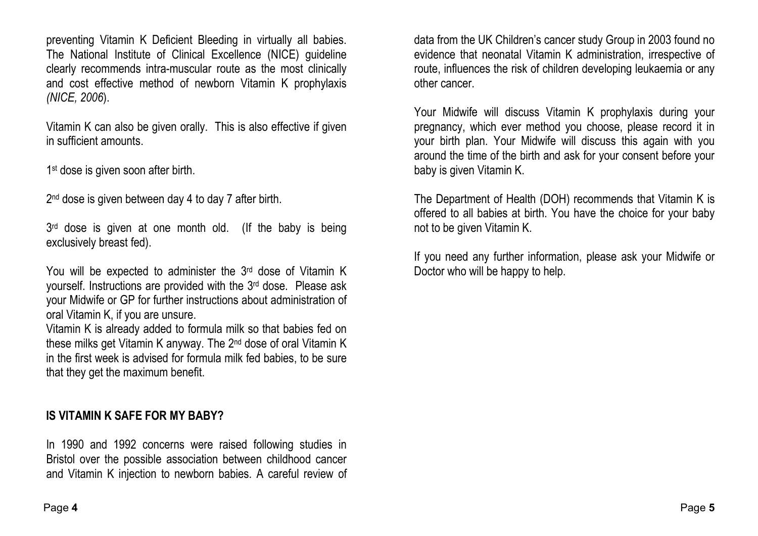preventing Vitamin K Deficient Bleeding in virtually all babies. The National Institute of Clinical Excellence (NICE) guideline clearly recommends intra-muscular route as the most clinically and cost effective method of newborn Vitamin K prophylaxis *(NICE, 2006*).

Vitamin K can also be given orally. This is also effective if given in sufficient amounts.

1st dose is given soon after birth.

2nd dose is given between day 4 to day 7 after birth.

3rd dose is given at one month old. (If the baby is being exclusively breast fed).

You will be expected to administer the 3rd dose of Vitamin K yourself. Instructions are provided with the 3rd dose. Please ask your Midwife or GP for further instructions about administration of oral Vitamin K, if you are unsure.

Vitamin K is already added to formula milk so that babies fed on these milks get Vitamin K anyway. The 2nd dose of oral Vitamin K in the first week is advised for formula milk fed babies, to be sure that they get the maximum benefit.

**IS VITAMIN K SAFE FOR MY BABY?**

In 1990 and 1992 concerns were raised following studies in Bristol over the possible association between childhood cancer and Vitamin K injection to newborn babies. A careful review of data from the UK Children's cancer study Group in 2003 found no evidence that neonatal Vitamin K administration, irrespective of route, influences the risk of children developing leukaemia or any other cancer.

Your Midwife will discuss Vitamin K prophylaxis during your pregnancy, which ever method you choose, please record it in your birth plan. Your Midwife will discuss this again with you around the time of the birth and ask for your consent before your baby is given Vitamin K.

The Department of Health (DOH) recommends that Vitamin K is offered to all babies at birth. You have the choice for your baby not to be given Vitamin K.

If you need any further information, please ask your Midwife or Doctor who will be happy to help.